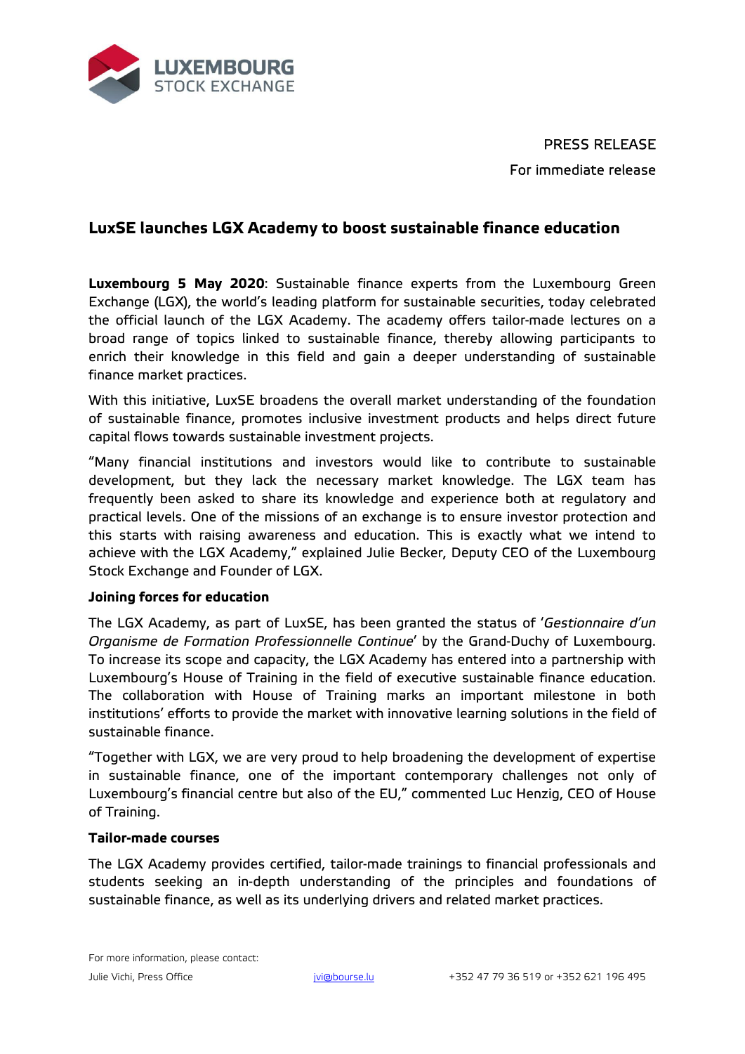LUXEMBOURG STOCK EXCHANGE

PRESS RELEASE

For immediate release

# LuxSE launches LGX Academy to boost sustainable finance education

**Luxembourg 5 May 2020**: Sustainable finance experts from the Luxembourg Green Exchange (LGX), the world's leading platform for sustainable securities, today celebrated the official launch of the LGX Academy. The academy offers tailor-made lectures on a broad range of topics linked to sustainable finance, thereby allowing participants to enrich their knowledge in this field and gain a deeper understanding of sustainable finance market practices.

With this initiative, LuxSE broadens the overall market understanding of the foundation of sustainable finance, promotes inclusive investment products and helps direct future capital flows towards sustainable investment projects.

"Many financial institutions and investors would like to contribute to sustainable development, but they lack the necessary market knowledge. The LGX team has frequently been asked to share its knowledge and experience both at regulatory and practical levels. One of the missions of an exchange is to ensure investor protection and this starts with raising awareness and education. This is exactly what we intend to achieve with the LGX Academy," explained Julie Becker, Deputy CEO of the Luxembourg Stock Exchange and Founder of LGX.

## Joining forces for education

The LGX Academy, as part of LuxSE, has been granted the status of '*Gestionnaire d'un Organisme de Formation Professionnelle Continue*' by the Grand-Duchy of Luxembourg. To increase its scope and capacity, the LGX Academy has entered into a partnership with Luxembourg's House of Training in the field of executive sustainable finance education. The collaboration with House of Training marks an important milestone in both institutions' efforts to provide the market with innovative learning solutions in the field of sustainable finance.

"Together with LGX, we are very proud to help broadening the development of expertise in sustainable finance, one of the important contemporary challenges not only of Luxembourg's financial centre but also of the EU," commented Luc Henzig, CEO of House of Training.

## Tailor-made courses

The LGX Academy provides certified, tailor-made trainings to financial professionals and students seeking an in-depth understanding of the principles and foundations of sustainable finance, as well as its underlying drivers and related market practices.

For more information, please contact:

Julie Vichi, Press Office | jvi@bourse.lu | +352 47 79 36 519 or +352 621 196 495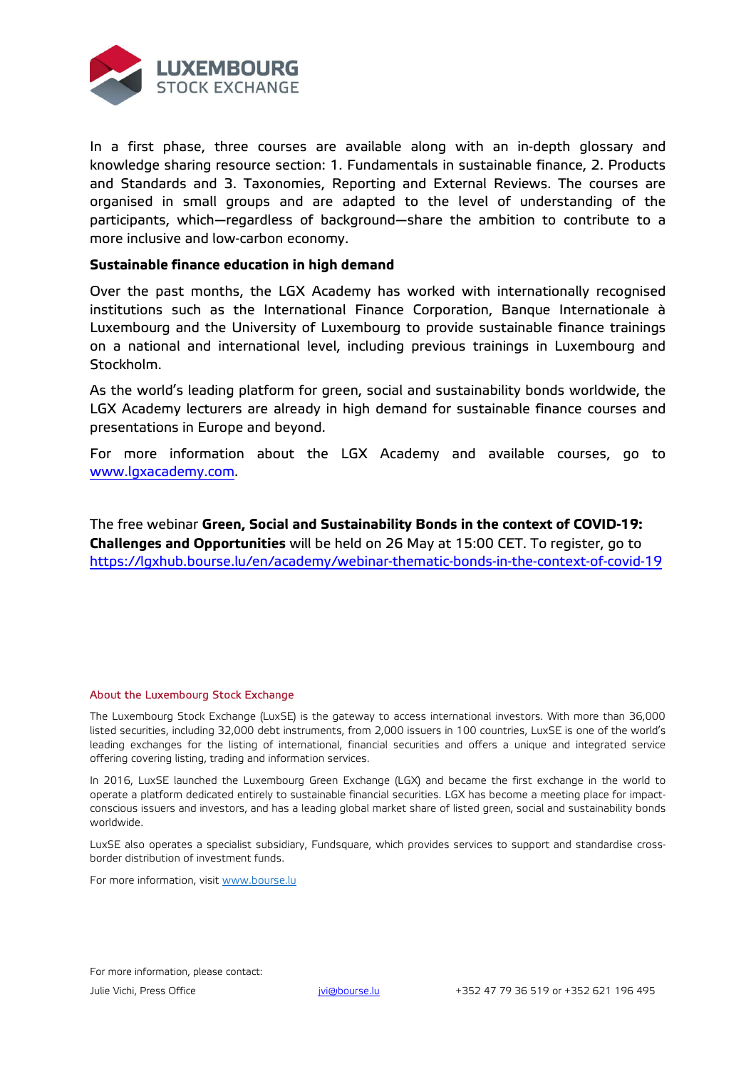In a first phase, three courses are available along with an in-depth glossary and knowledge sharing resource section: 1. Fundamentals in sustainable finance, 2. Products and Standards and 3. Taxonomies, Reporting and External Reviews. The courses are organised in small groups and are adapted to the level of understanding of the participants, which—regardless of background—share the ambition to contribute to a more inclusive and low-carbon economy.

**Sustainable finance education in high demand**

Over the past months, the LGX Academy has worked with internationally recognised institutions such as the International Finance Corporation, Banque Internationale à Luxembourg and the University of Luxembourg to provide sustainable finance trainings on a national and international level, including previous trainings in Luxembourg and Stockholm.

As the world's leading platform for green, social and sustainability bonds worldwide, the LGX Academy lecturers are already in high demand for sustainable finance courses and presentations in Europe and beyond.

For more information about the LGX Academy and available courses, go to www.lgxacademy.com.

The free webinar **Green, Social and Sustainability Bonds in the context of COVID-19: Challenges and Opportunities** will be held on 26 May at 15:00 CET. To register, go to https://lgxhub.bourse.lu/en/academy/webinar-thematic-bonds-in-the-context-of-covid-19

### About the Luxembourg Stock Exchange

The Luxembourg Stock Exchange (LuxSE) is the gateway to access international investors. With more than 36,000 listed securities, including 32,000 debt instruments, from 2,000 issuers in 100 countries, LuxSE is one of the world's leading exchanges for the listing of international, financial securities and offers a unique and integrated service offering covering listing, trading and information services.

In 2016, LuxSE launched the Luxembourg Green Exchange (LGX) and became the first exchange in the world to operate a platform dedicated entirely to sustainable financial securities. LGX has become a meeting place for impact-conscious issuers and investors, and has a leading global market share of listed green, social and sustainability bonds worldwide.

LuxSE also operates a specialist subsidiary, Fundsquare, which provides services to support and standardise cross-border distribution of investment funds.

For more information, visit www.bourse.lu

For more information, please contact:

Julie Vichi, Press Office jvi@bourse.lu +352 47 79 36 519 or +352 621 196 495